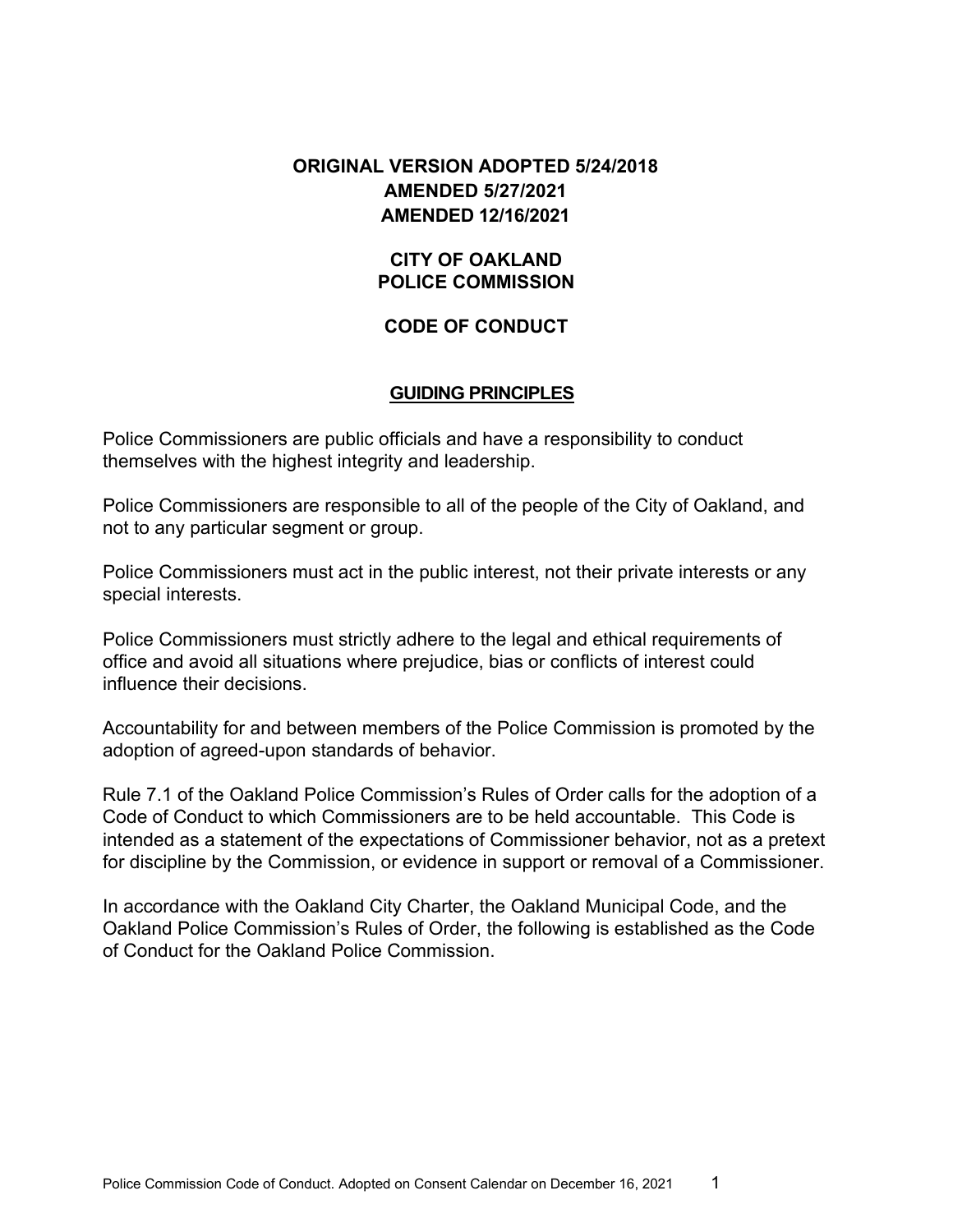**ORIGINAL VERSION ADOPTED 5/24/2018**
**AMENDED 5/27/2021**
**AMENDED 12/16/2021**

# CITY OF OAKLAND POLICE COMMISSION

# CODE OF CONDUCT

## GUIDING PRINCIPLES

Police Commissioners are public officials and have a responsibility to conduct themselves with the highest integrity and leadership.

Police Commissioners are responsible to all of the people of the City of Oakland, and not to any particular segment or group.

Police Commissioners must act in the public interest, not their private interests or any special interests.

Police Commissioners must strictly adhere to the legal and ethical requirements of office and avoid all situations where prejudice, bias or conflicts of interest could influence their decisions.

Accountability for and between members of the Police Commission is promoted by the adoption of agreed-upon standards of behavior.

Rule 7.1 of the Oakland Police Commission's Rules of Order calls for the adoption of a Code of Conduct to which Commissioners are to be held accountable. This Code is intended as a statement of the expectations of Commissioner behavior, not as a pretext for discipline by the Commission, or evidence in support or removal of a Commissioner.

In accordance with the Oakland City Charter, the Oakland Municipal Code, and the Oakland Police Commission's Rules of Order, the following is established as the Code of Conduct for the Oakland Police Commission.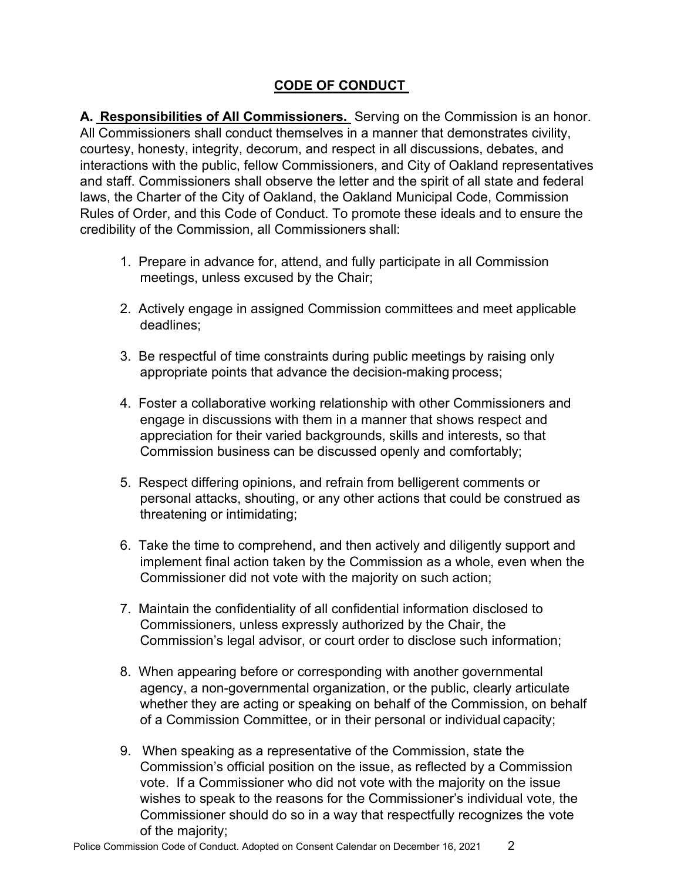## CODE OF CONDUCT

**A. Responsibilities of All Commissioners.** Serving on the Commission is an honor. All Commissioners shall conduct themselves in a manner that demonstrates civility, courtesy, honesty, integrity, decorum, and respect in all discussions, debates, and interactions with the public, fellow Commissioners, and City of Oakland representatives and staff. Commissioners shall observe the letter and the spirit of all state and federal laws, the Charter of the City of Oakland, the Oakland Municipal Code, Commission Rules of Order, and this Code of Conduct. To promote these ideals and to ensure the credibility of the Commission, all Commissioners shall:

1. Prepare in advance for, attend, and fully participate in all Commission meetings, unless excused by the Chair;
2. Actively engage in assigned Commission committees and meet applicable deadlines;
3. Be respectful of time constraints during public meetings by raising only appropriate points that advance the decision-making process;
4. Foster a collaborative working relationship with other Commissioners and engage in discussions with them in a manner that shows respect and appreciation for their varied backgrounds, skills and interests, so that Commission business can be discussed openly and comfortably;
5. Respect differing opinions, and refrain from belligerent comments or personal attacks, shouting, or any other actions that could be construed as threatening or intimidating;
6. Take the time to comprehend, and then actively and diligently support and implement final action taken by the Commission as a whole, even when the Commissioner did not vote with the majority on such action;
7. Maintain the confidentiality of all confidential information disclosed to Commissioners, unless expressly authorized by the Chair, the Commission's legal advisor, or court order to disclose such information;
8. When appearing before or corresponding with another governmental agency, a non-governmental organization, or the public, clearly articulate whether they are acting or speaking on behalf of the Commission, on behalf of a Commission Committee, or in their personal or individual capacity;
9. When speaking as a representative of the Commission, state the Commission's official position on the issue, as reflected by a Commission vote. If a Commissioner who did not vote with the majority on the issue wishes to speak to the reasons for the Commissioner's individual vote, the Commissioner should do so in a way that respectfully recognizes the vote of the majority;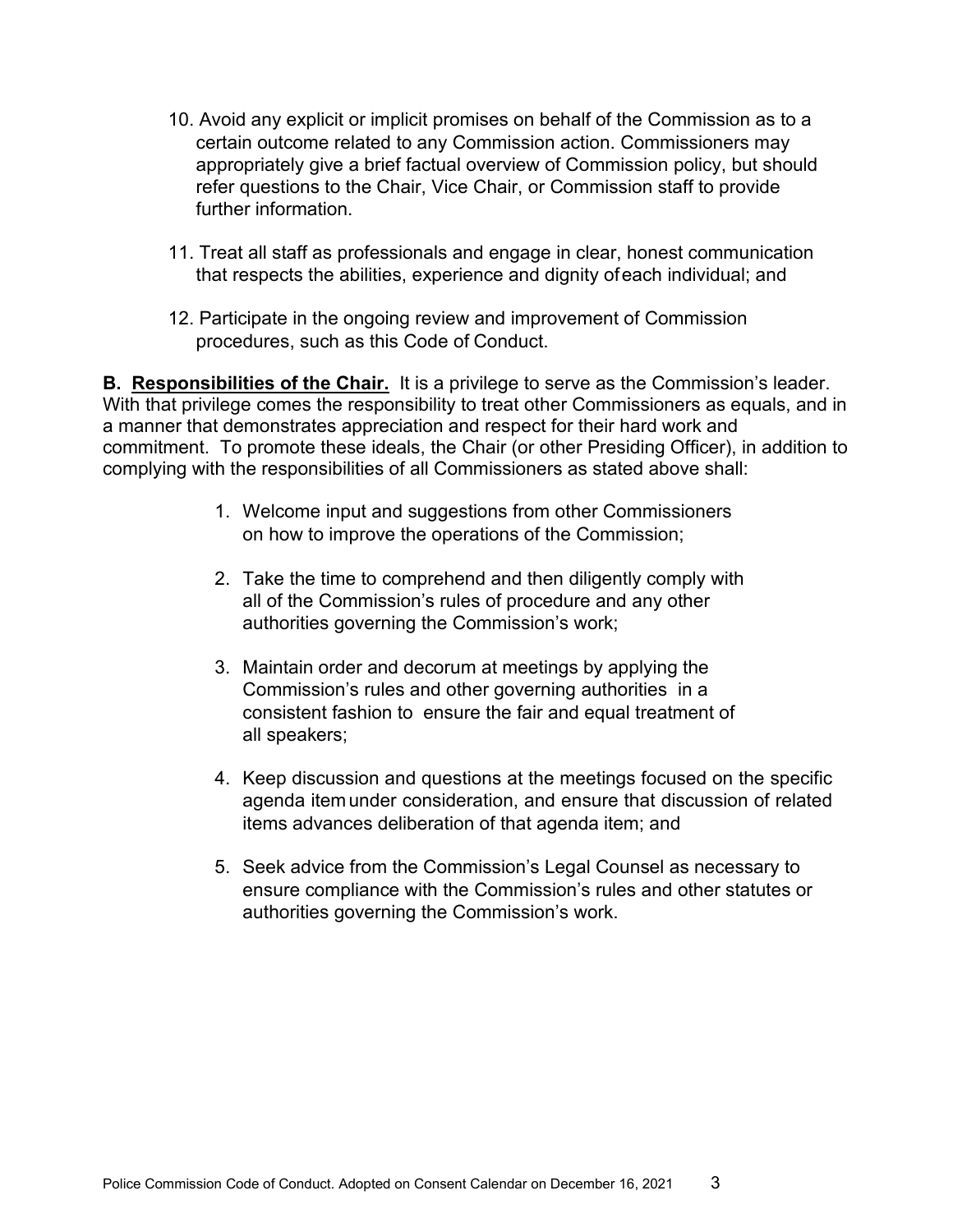10. Avoid any explicit or implicit promises on behalf of the Commission as to a certain outcome related to any Commission action. Commissioners may appropriately give a brief factual overview of Commission policy, but should refer questions to the Chair, Vice Chair, or Commission staff to provide further information.

11. Treat all staff as professionals and engage in clear, honest communication that respects the abilities, experience and dignity of each individual; and

12. Participate in the ongoing review and improvement of Commission procedures, such as this Code of Conduct.

**B. Responsibilities of the Chair.** It is a privilege to serve as the Commission's leader. With that privilege comes the responsibility to treat other Commissioners as equals, and in a manner that demonstrates appreciation and respect for their hard work and commitment. To promote these ideals, the Chair (or other Presiding Officer), in addition to complying with the responsibilities of all Commissioners as stated above shall:

1. Welcome input and suggestions from other Commissioners on how to improve the operations of the Commission;

2. Take the time to comprehend and then diligently comply with all of the Commission's rules of procedure and any other authorities governing the Commission's work;

3. Maintain order and decorum at meetings by applying the Commission's rules and other governing authorities in a consistent fashion to ensure the fair and equal treatment of all speakers;

4. Keep discussion and questions at the meetings focused on the specific agenda item under consideration, and ensure that discussion of related items advances deliberation of that agenda item; and

5. Seek advice from the Commission's Legal Counsel as necessary to ensure compliance with the Commission's rules and other statutes or authorities governing the Commission's work.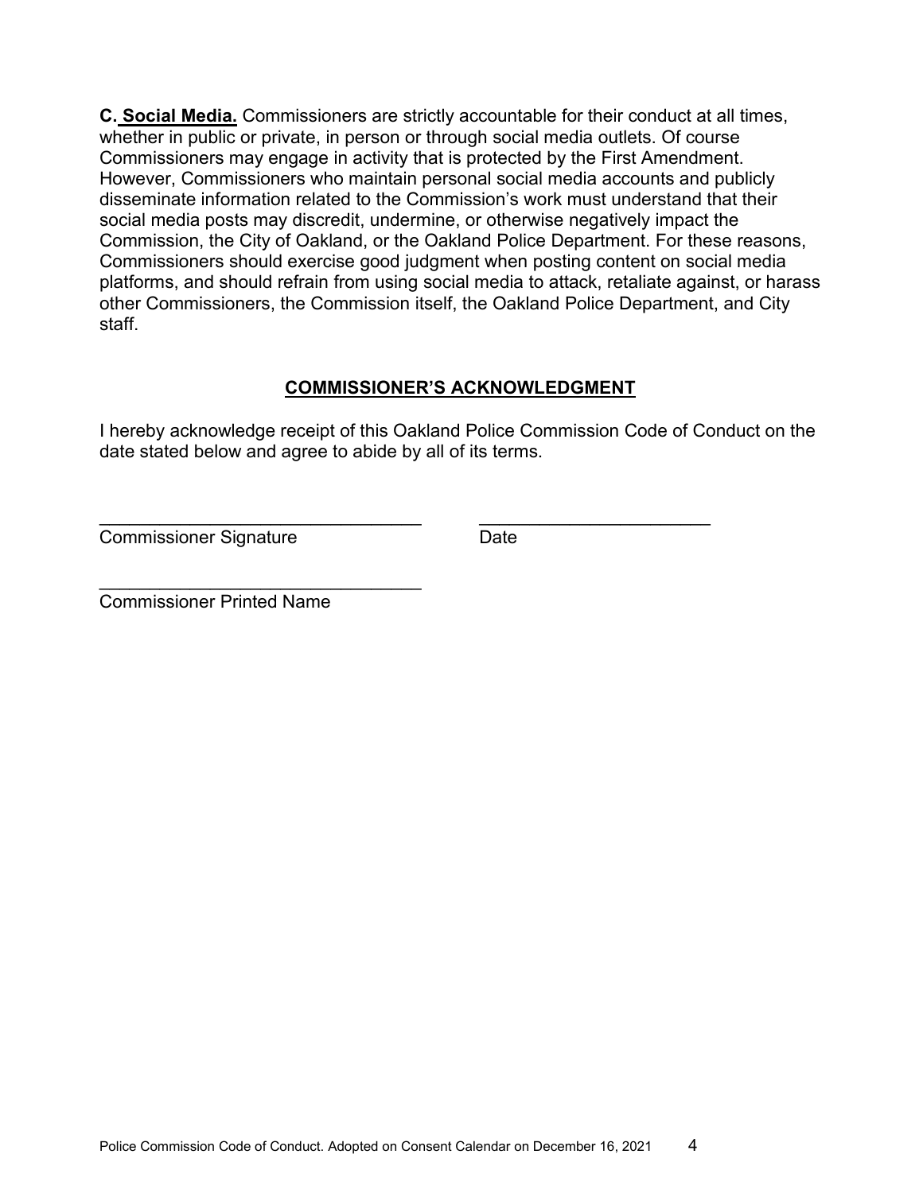**C. Social Media.** Commissioners are strictly accountable for their conduct at all times, whether in public or private, in person or through social media outlets. Of course Commissioners may engage in activity that is protected by the First Amendment. However, Commissioners who maintain personal social media accounts and publicly disseminate information related to the Commission's work must understand that their social media posts may discredit, undermine, or otherwise negatively impact the Commission, the City of Oakland, or the Oakland Police Department. For these reasons, Commissioners should exercise good judgment when posting content on social media platforms, and should refrain from using social media to attack, retaliate against, or harass other Commissioners, the Commission itself, the Oakland Police Department, and City staff.

## COMMISSIONER'S ACKNOWLEDGMENT

I hereby acknowledge receipt of this Oakland Police Commission Code of Conduct on the date stated below and agree to abide by all of its terms.

\_\_\_\_\_\_\_\_\_\_\_\_\_\_\_\_\_\_\_\_\_\_\_\_\_\_\_\_\_\_\_\_\_\_ \_\_\_\_\_\_\_\_\_\_\_\_\_\_\_\_\_\_\_\_\_\_\_\_\_\_

Commissioner Signature Date

\_\_\_\_\_\_\_\_\_\_\_\_\_\_\_\_\_\_\_\_\_\_\_\_\_\_\_\_\_\_\_\_\_\_

Commissioner Printed Name

Police Commission Code of Conduct. Adopted on Consent Calendar on December 16, 2021